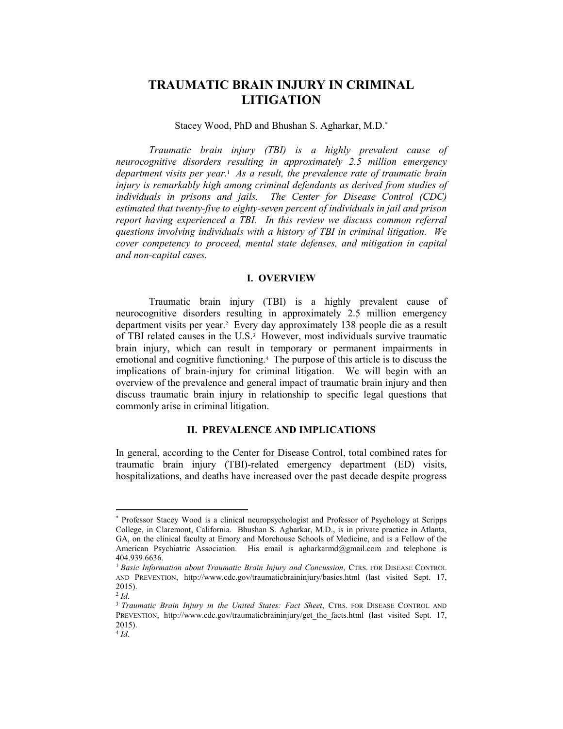# TRAUMATIC BRAIN INJURY IN CRIMINAL LITIGATION

Stacey Wood, PhD and Bhushan S. Agharkar, M.D.[*]

*Traumatic brain injury (TBI) is a highly prevalent cause of neurocognitive disorders resulting in approximately 2.5 million emergency department visits per year.*[1] *As a result, the prevalence rate of traumatic brain injury is remarkably high among criminal defendants as derived from studies of individuals in prisons and jails. The Center for Disease Control (CDC) estimated that twenty-five to eighty-seven percent of individuals in jail and prison report having experienced a TBI. In this review we discuss common referral questions involving individuals with a history of TBI in criminal litigation. We cover competency to proceed, mental state defenses, and mitigation in capital and non-capital cases.*

## I. OVERVIEW

Traumatic brain injury (TBI) is a highly prevalent cause of neurocognitive disorders resulting in approximately 2.5 million emergency department visits per year.[2] Every day approximately 138 people die as a result of TBI related causes in the U.S.[3] However, most individuals survive traumatic brain injury, which can result in temporary or permanent impairments in emotional and cognitive functioning.[4] The purpose of this article is to discuss the implications of brain-injury for criminal litigation. We will begin with an overview of the prevalence and general impact of traumatic brain injury and then discuss traumatic brain injury in relationship to specific legal questions that commonly arise in criminal litigation.

## II. PREVALENCE AND IMPLICATIONS

In general, according to the Center for Disease Control, total combined rates for traumatic brain injury (TBI)-related emergency department (ED) visits, hospitalizations, and deaths have increased over the past decade despite progress

---

[*] Professor Stacey Wood is a clinical neuropsychologist and Professor of Psychology at Scripps College, in Claremont, California. Bhushan S. Agharkar, M.D., is in private practice in Atlanta, GA, on the clinical faculty at Emory and Morehouse Schools of Medicine, and is a Fellow of the American Psychiatric Association. His email is agharkarmd@gmail.com and telephone is 404.939.6636.

[1] *Basic Information about Traumatic Brain Injury and Concussion*, CTRS. FOR DISEASE CONTROL AND PREVENTION, http://www.cdc.gov/traumaticbraininjury/basics.html (last visited Sept. 17, 2015).

[2] *Id*.

[3] *Traumatic Brain Injury in the United States: Fact Sheet*, CTRS. FOR DISEASE CONTROL AND PREVENTION, http://www.cdc.gov/traumaticbraininjury/get_the_facts.html (last visited Sept. 17, 2015).

[4] *Id*.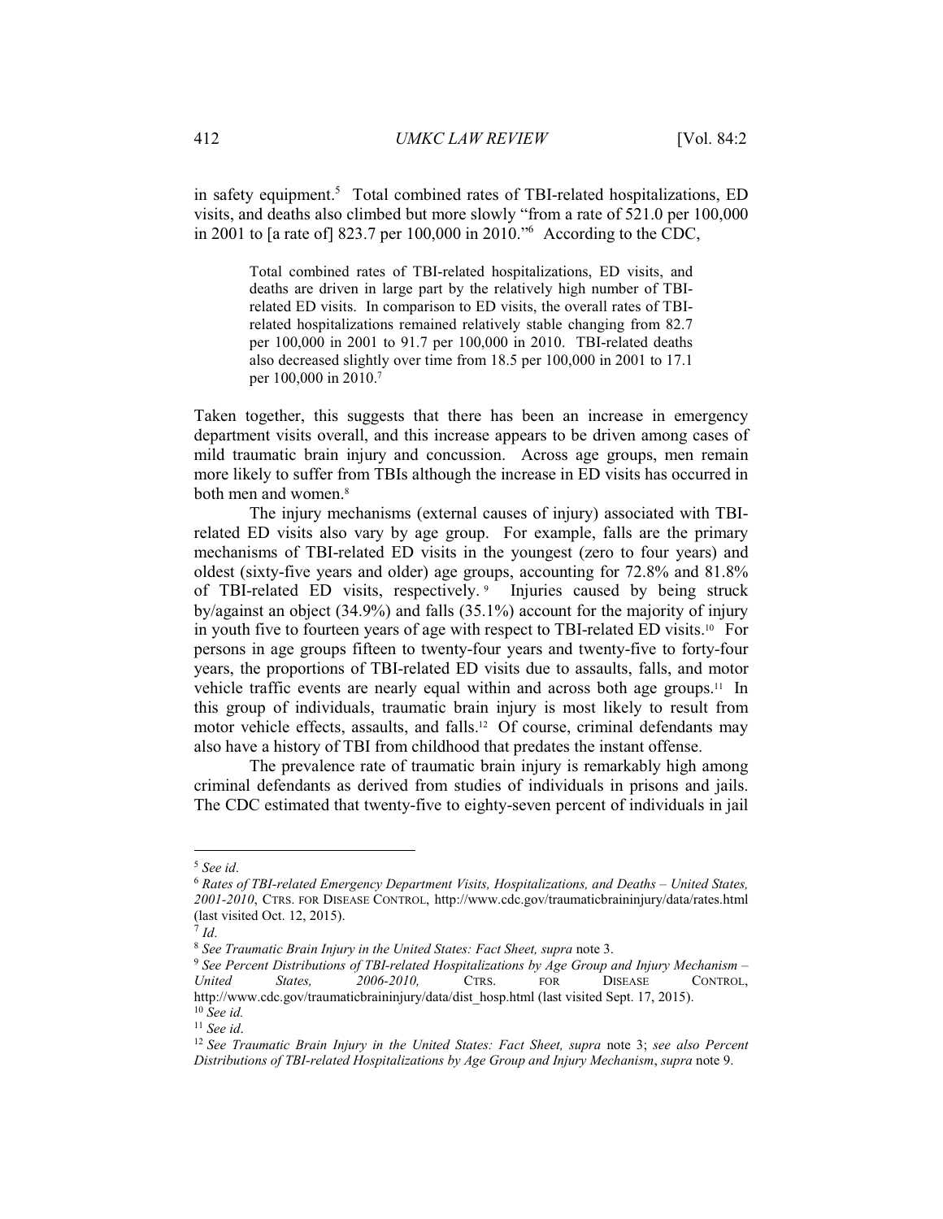in safety equipment.[5] Total combined rates of TBI-related hospitalizations, ED visits, and deaths also climbed but more slowly "from a rate of 521.0 per 100,000 in 2001 to [a rate of] 823.7 per 100,000 in 2010."[6] According to the CDC,

> Total combined rates of TBI-related hospitalizations, ED visits, and deaths are driven in large part by the relatively high number of TBI-related ED visits. In comparison to ED visits, the overall rates of TBI-related hospitalizations remained relatively stable changing from 82.7 per 100,000 in 2001 to 91.7 per 100,000 in 2010. TBI-related deaths also decreased slightly over time from 18.5 per 100,000 in 2001 to 17.1 per 100,000 in 2010.[7]

Taken together, this suggests that there has been an increase in emergency department visits overall, and this increase appears to be driven among cases of mild traumatic brain injury and concussion. Across age groups, men remain more likely to suffer from TBIs although the increase in ED visits has occurred in both men and women.[8]

The injury mechanisms (external causes of injury) associated with TBI-related ED visits also vary by age group. For example, falls are the primary mechanisms of TBI-related ED visits in the youngest (zero to four years) and oldest (sixty-five years and older) age groups, accounting for 72.8% and 81.8% of TBI-related ED visits, respectively.[9] Injuries caused by being struck by/against an object (34.9%) and falls (35.1%) account for the majority of injury in youth five to fourteen years of age with respect to TBI-related ED visits.[10] For persons in age groups fifteen to twenty-four years and twenty-five to forty-four years, the proportions of TBI-related ED visits due to assaults, falls, and motor vehicle traffic events are nearly equal within and across both age groups.[11] In this group of individuals, traumatic brain injury is most likely to result from motor vehicle effects, assaults, and falls.[12] Of course, criminal defendants may also have a history of TBI from childhood that predates the instant offense.

The prevalence rate of traumatic brain injury is remarkably high among criminal defendants as derived from studies of individuals in prisons and jails. The CDC estimated that twenty-five to eighty-seven percent of individuals in jail

---

[5] *See id*.

[6] *Rates of TBI-related Emergency Department Visits, Hospitalizations, and Deaths – United States, 2001-2010*, CTRS. FOR DISEASE CONTROL, http://www.cdc.gov/traumaticbraininjury/data/rates.html (last visited Oct. 12, 2015).

[7] *Id*.

[8] *See Traumatic Brain Injury in the United States: Fact Sheet, supra* note 3.

[9] *See Percent Distributions of TBI-related Hospitalizations by Age Group and Injury Mechanism – United States, 2006-2010,* CTRS. FOR DISEASE CONTROL, http://www.cdc.gov/traumaticbraininjury/data/dist_hosp.html (last visited Sept. 17, 2015).

[10] *See id.*

[11] *See id*.

[12] *See Traumatic Brain Injury in the United States: Fact Sheet, supra* note 3; *see also Percent Distributions of TBI-related Hospitalizations by Age Group and Injury Mechanism*, *supra* note 9.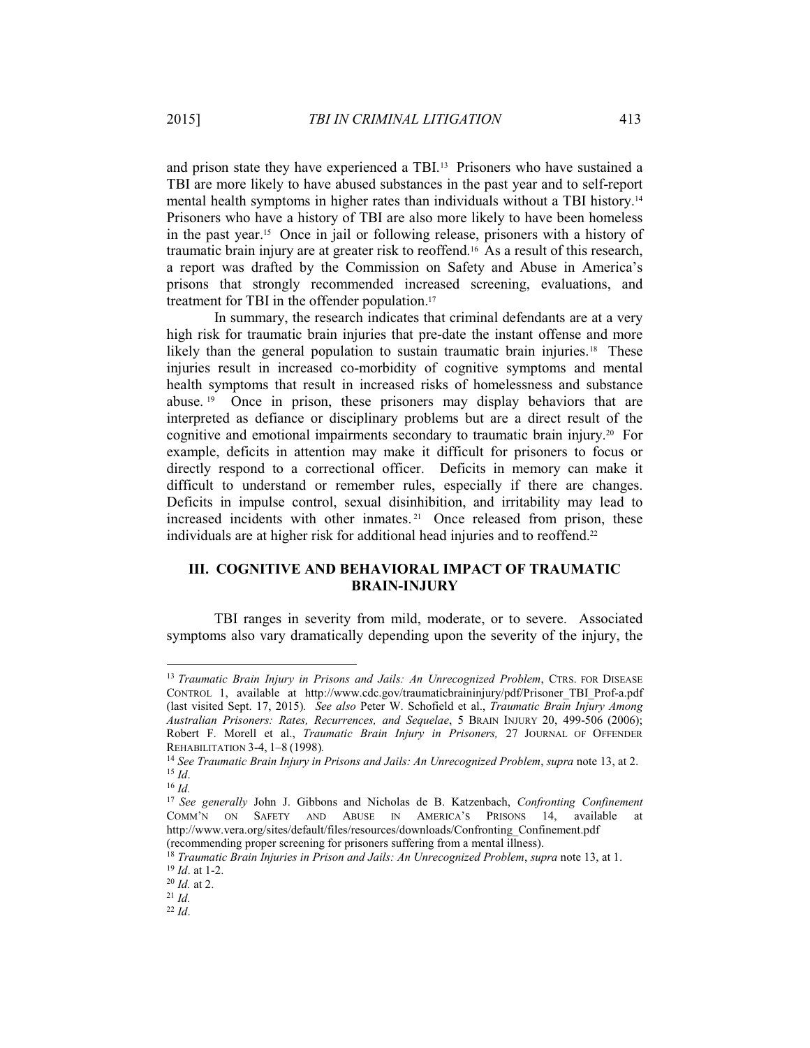and prison state they have experienced a TBI.[13] Prisoners who have sustained a TBI are more likely to have abused substances in the past year and to self-report mental health symptoms in higher rates than individuals without a TBI history.[14] Prisoners who have a history of TBI are also more likely to have been homeless in the past year.[15] Once in jail or following release, prisoners with a history of traumatic brain injury are at greater risk to reoffend.[16] As a result of this research, a report was drafted by the Commission on Safety and Abuse in America's prisons that strongly recommended increased screening, evaluations, and treatment for TBI in the offender population.[17]

In summary, the research indicates that criminal defendants are at a very high risk for traumatic brain injuries that pre-date the instant offense and more likely than the general population to sustain traumatic brain injuries.[18] These injuries result in increased co-morbidity of cognitive symptoms and mental health symptoms that result in increased risks of homelessness and substance abuse.[19] Once in prison, these prisoners may display behaviors that are interpreted as defiance or disciplinary problems but are a direct result of the cognitive and emotional impairments secondary to traumatic brain injury.[20] For example, deficits in attention may make it difficult for prisoners to focus or directly respond to a correctional officer. Deficits in memory can make it difficult to understand or remember rules, especially if there are changes. Deficits in impulse control, sexual disinhibition, and irritability may lead to increased incidents with other inmates.[21] Once released from prison, these individuals are at higher risk for additional head injuries and to reoffend.[22]

## III. COGNITIVE AND BEHAVIORAL IMPACT OF TRAUMATIC BRAIN-INJURY

TBI ranges in severity from mild, moderate, or to severe. Associated symptoms also vary dramatically depending upon the severity of the injury, the

---

[13] *Traumatic Brain Injury in Prisons and Jails: An Unrecognized Problem*, CTRS. FOR DISEASE CONTROL 1, available at http://www.cdc.gov/traumaticbraininjury/pdf/Prisoner_TBI_Prof-a.pdf (last visited Sept. 17, 2015). *See also* Peter W. Schofield et al., *Traumatic Brain Injury Among Australian Prisoners: Rates, Recurrences, and Sequelae*, 5 BRAIN INJURY 20, 499-506 (2006); Robert F. Morell et al., *Traumatic Brain Injury in Prisoners,* 27 JOURNAL OF OFFENDER REHABILITATION 3-4, 1–8 (1998).

[14] *See Traumatic Brain Injury in Prisons and Jails: An Unrecognized Problem*, *supra* note 13, at 2.

[15] *Id*.

[16] *Id.*

[17] *See generally* John J. Gibbons and Nicholas de B. Katzenbach, *Confronting Confinement* COMM'N ON SAFETY AND ABUSE IN AMERICA'S PRISONS 14, available at http://www.vera.org/sites/default/files/resources/downloads/Confronting_Confinement.pdf (recommending proper screening for prisoners suffering from a mental illness).

[18] *Traumatic Brain Injuries in Prison and Jails: An Unrecognized Problem*, *supra* note 13, at 1.

[19] *Id*. at 1-2.

[20] *Id.* at 2.

[21] *Id.*

[22] *Id*.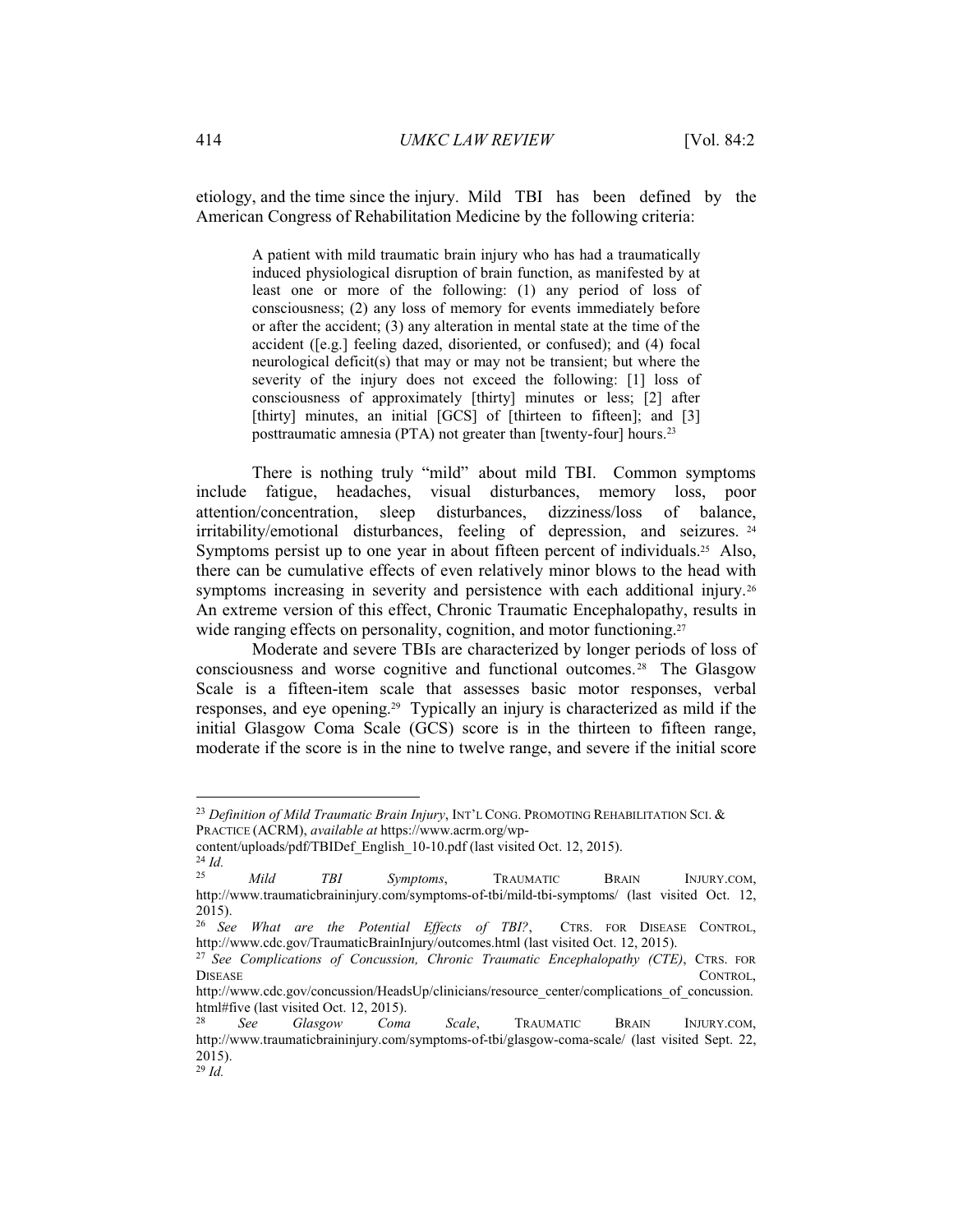etiology, and the time since the injury. Mild TBI has been defined by the American Congress of Rehabilitation Medicine by the following criteria:

> A patient with mild traumatic brain injury who has had a traumatically induced physiological disruption of brain function, as manifested by at least one or more of the following: (1) any period of loss of consciousness; (2) any loss of memory for events immediately before or after the accident; (3) any alteration in mental state at the time of the accident ([e.g.] feeling dazed, disoriented, or confused); and (4) focal neurological deficit(s) that may or may not be transient; but where the severity of the injury does not exceed the following: [1] loss of consciousness of approximately [thirty] minutes or less; [2] after [thirty] minutes, an initial [GCS] of [thirteen to fifteen]; and [3] posttraumatic amnesia (PTA) not greater than [twenty-four] hours.[23]

There is nothing truly "mild" about mild TBI. Common symptoms include fatigue, headaches, visual disturbances, memory loss, poor attention/concentration, sleep disturbances, dizziness/loss of balance, irritability/emotional disturbances, feeling of depression, and seizures.[24] Symptoms persist up to one year in about fifteen percent of individuals.[25] Also, there can be cumulative effects of even relatively minor blows to the head with symptoms increasing in severity and persistence with each additional injury.[26] An extreme version of this effect, Chronic Traumatic Encephalopathy, results in wide ranging effects on personality, cognition, and motor functioning.[27]

Moderate and severe TBIs are characterized by longer periods of loss of consciousness and worse cognitive and functional outcomes.[28] The Glasgow Scale is a fifteen-item scale that assesses basic motor responses, verbal responses, and eye opening.[29] Typically an injury is characterized as mild if the initial Glasgow Coma Scale (GCS) score is in the thirteen to fifteen range, moderate if the score is in the nine to twelve range, and severe if the initial score

---

[23] *Definition of Mild Traumatic Brain Injury*, INT'L CONG. PROMOTING REHABILITATION SCI. & PRACTICE (ACRM), *available at* https://www.acrm.org/wp-content/uploads/pdf/TBIDef_English_10-10.pdf (last visited Oct. 12, 2015).

[24] *Id.*

[25] *Mild TBI Symptoms*, TRAUMATIC BRAIN INJURY.COM, http://www.traumaticbraininjury.com/symptoms-of-tbi/mild-tbi-symptoms/ (last visited Oct. 12, 2015).

[26] *See What are the Potential Effects of TBI?*, CTRS. FOR DISEASE CONTROL, http://www.cdc.gov/TraumaticBrainInjury/outcomes.html (last visited Oct. 12, 2015).

[27] *See Complications of Concussion, Chronic Traumatic Encephalopathy (CTE)*, CTRS. FOR DISEASE CONTROL, http://www.cdc.gov/concussion/HeadsUp/clinicians/resource_center/complications_of_concussion.html#five (last visited Oct. 12, 2015).

[28] *See Glasgow Coma Scale*, TRAUMATIC BRAIN INJURY.COM, http://www.traumaticbraininjury.com/symptoms-of-tbi/glasgow-coma-scale/ (last visited Sept. 22, 2015).

[29] *Id.*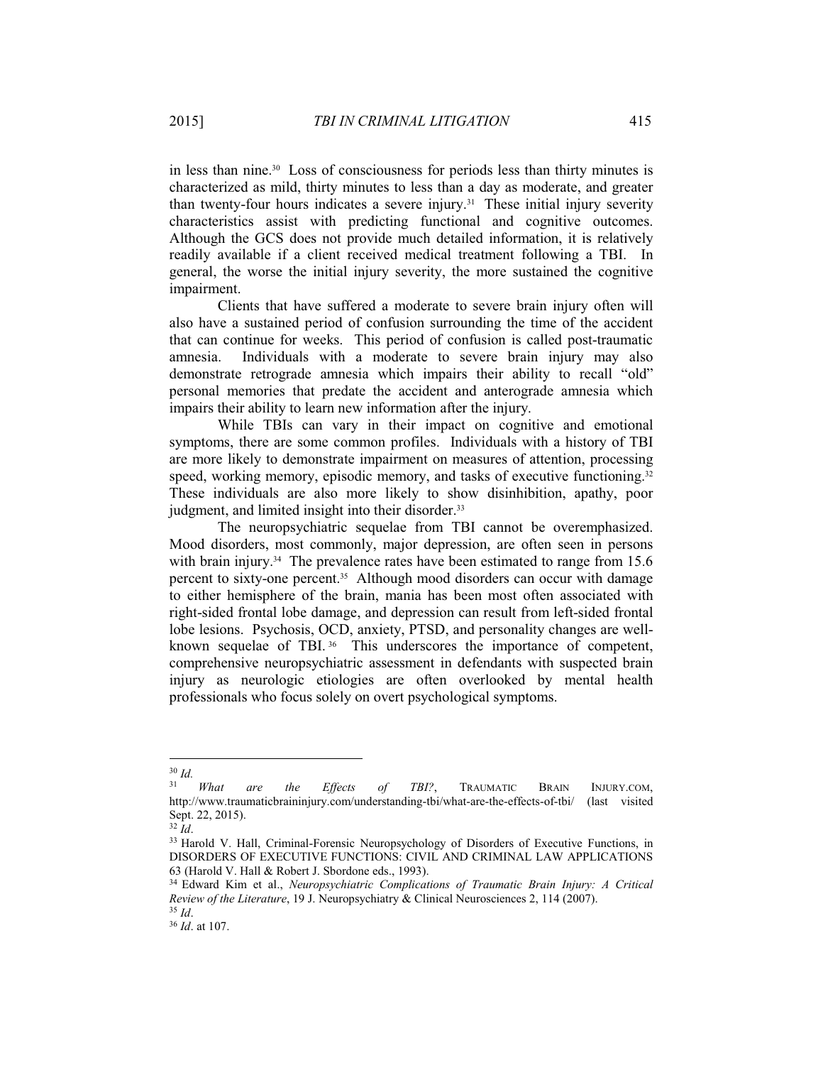in less than nine.[30] Loss of consciousness for periods less than thirty minutes is characterized as mild, thirty minutes to less than a day as moderate, and greater than twenty-four hours indicates a severe injury.[31] These initial injury severity characteristics assist with predicting functional and cognitive outcomes. Although the GCS does not provide much detailed information, it is relatively readily available if a client received medical treatment following a TBI. In general, the worse the initial injury severity, the more sustained the cognitive impairment.

Clients that have suffered a moderate to severe brain injury often will also have a sustained period of confusion surrounding the time of the accident that can continue for weeks. This period of confusion is called post-traumatic amnesia. Individuals with a moderate to severe brain injury may also demonstrate retrograde amnesia which impairs their ability to recall "old" personal memories that predate the accident and anterograde amnesia which impairs their ability to learn new information after the injury.

While TBIs can vary in their impact on cognitive and emotional symptoms, there are some common profiles. Individuals with a history of TBI are more likely to demonstrate impairment on measures of attention, processing speed, working memory, episodic memory, and tasks of executive functioning.[32] These individuals are also more likely to show disinhibition, apathy, poor judgment, and limited insight into their disorder.[33]

The neuropsychiatric sequelae from TBI cannot be overemphasized. Mood disorders, most commonly, major depression, are often seen in persons with brain injury.[34] The prevalence rates have been estimated to range from 15.6 percent to sixty-one percent.[35] Although mood disorders can occur with damage to either hemisphere of the brain, mania has been most often associated with right-sided frontal lobe damage, and depression can result from left-sided frontal lobe lesions. Psychosis, OCD, anxiety, PTSD, and personality changes are well-known sequelae of TBI.[36] This underscores the importance of competent, comprehensive neuropsychiatric assessment in defendants with suspected brain injury as neurologic etiologies are often overlooked by mental health professionals who focus solely on overt psychological symptoms.

---

[30] *Id.*

[31] *What are the Effects of TBI?*, TRAUMATIC BRAIN INJURY.COM, http://www.traumaticbraininjury.com/understanding-tbi/what-are-the-effects-of-tbi/ (last visited Sept. 22, 2015).

[32] *Id*.

[33] Harold V. Hall, Criminal-Forensic Neuropsychology of Disorders of Executive Functions, in DISORDERS OF EXECUTIVE FUNCTIONS: CIVIL AND CRIMINAL LAW APPLICATIONS 63 (Harold V. Hall & Robert J. Sbordone eds., 1993).

[34] Edward Kim et al., *Neuropsychiatric Complications of Traumatic Brain Injury: A Critical Review of the Literature*, 19 J. Neuropsychiatry & Clinical Neurosciences 2, 114 (2007).

[35] *Id*.

[36] *Id*. at 107.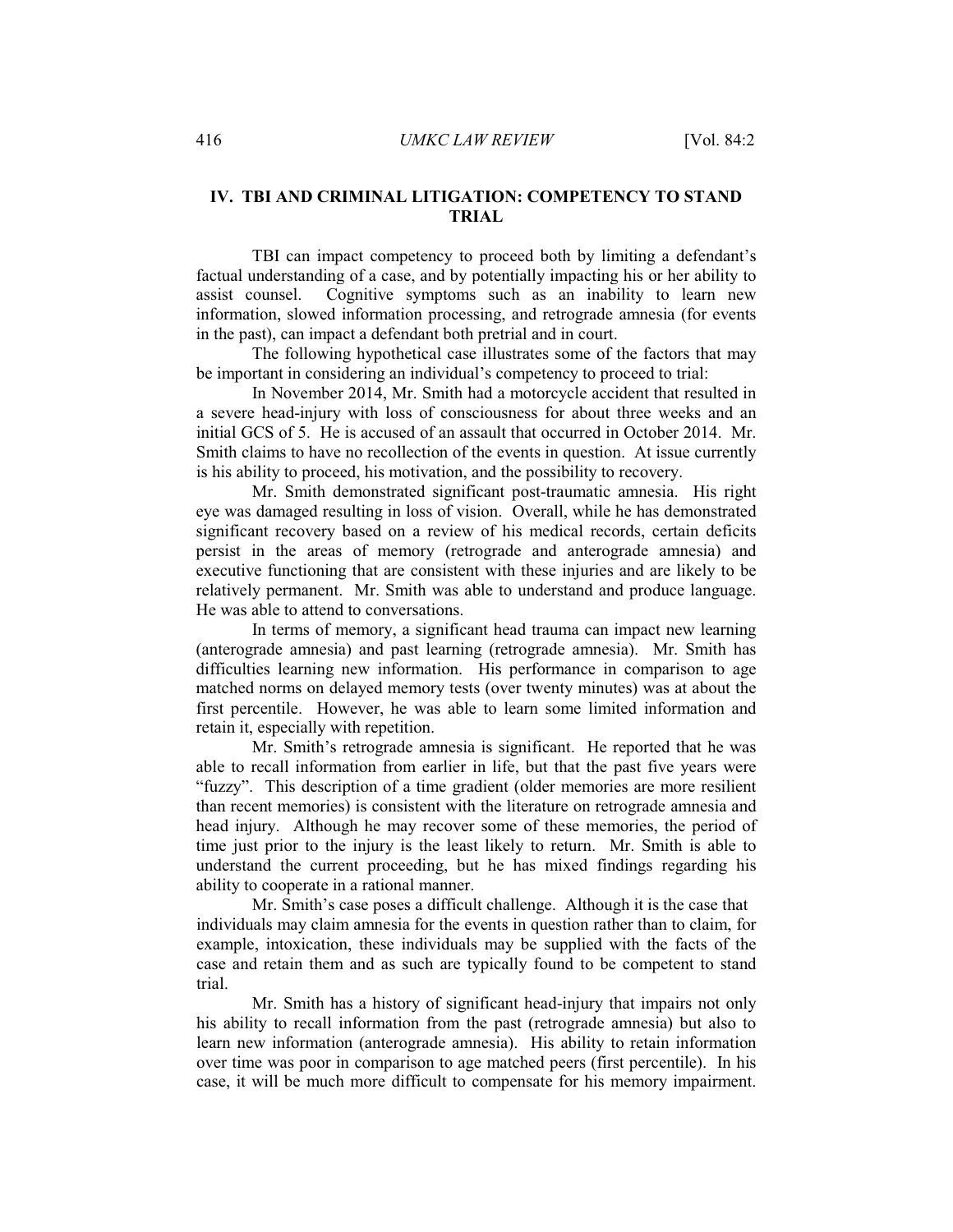## IV. TBI AND CRIMINAL LITIGATION: COMPETENCY TO STAND TRIAL

TBI can impact competency to proceed both by limiting a defendant's factual understanding of a case, and by potentially impacting his or her ability to assist counsel. Cognitive symptoms such as an inability to learn new information, slowed information processing, and retrograde amnesia (for events in the past), can impact a defendant both pretrial and in court.

The following hypothetical case illustrates some of the factors that may be important in considering an individual's competency to proceed to trial:

In November 2014, Mr. Smith had a motorcycle accident that resulted in a severe head-injury with loss of consciousness for about three weeks and an initial GCS of 5. He is accused of an assault that occurred in October 2014. Mr. Smith claims to have no recollection of the events in question. At issue currently is his ability to proceed, his motivation, and the possibility to recovery.

Mr. Smith demonstrated significant post-traumatic amnesia. His right eye was damaged resulting in loss of vision. Overall, while he has demonstrated significant recovery based on a review of his medical records, certain deficits persist in the areas of memory (retrograde and anterograde amnesia) and executive functioning that are consistent with these injuries and are likely to be relatively permanent. Mr. Smith was able to understand and produce language. He was able to attend to conversations.

In terms of memory, a significant head trauma can impact new learning (anterograde amnesia) and past learning (retrograde amnesia). Mr. Smith has difficulties learning new information. His performance in comparison to age matched norms on delayed memory tests (over twenty minutes) was at about the first percentile. However, he was able to learn some limited information and retain it, especially with repetition.

Mr. Smith's retrograde amnesia is significant. He reported that he was able to recall information from earlier in life, but that the past five years were "fuzzy". This description of a time gradient (older memories are more resilient than recent memories) is consistent with the literature on retrograde amnesia and head injury. Although he may recover some of these memories, the period of time just prior to the injury is the least likely to return. Mr. Smith is able to understand the current proceeding, but he has mixed findings regarding his ability to cooperate in a rational manner.

Mr. Smith's case poses a difficult challenge. Although it is the case that individuals may claim amnesia for the events in question rather than to claim, for example, intoxication, these individuals may be supplied with the facts of the case and retain them and as such are typically found to be competent to stand trial.

Mr. Smith has a history of significant head-injury that impairs not only his ability to recall information from the past (retrograde amnesia) but also to learn new information (anterograde amnesia). His ability to retain information over time was poor in comparison to age matched peers (first percentile). In his case, it will be much more difficult to compensate for his memory impairment.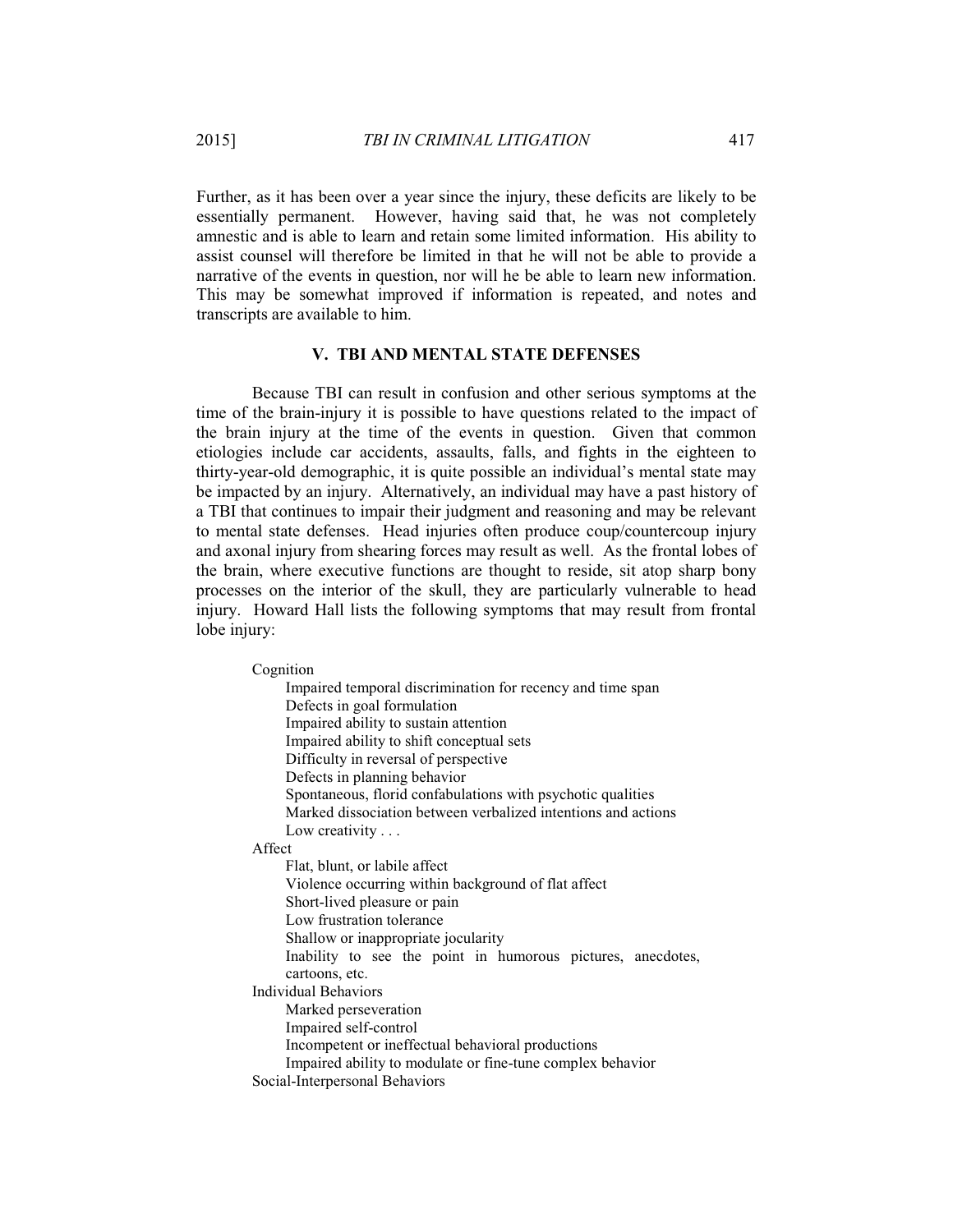Further, as it has been over a year since the injury, these deficits are likely to be essentially permanent. However, having said that, he was not completely amnestic and is able to learn and retain some limited information. His ability to assist counsel will therefore be limited in that he will not be able to provide a narrative of the events in question, nor will he be able to learn new information. This may be somewhat improved if information is repeated, and notes and transcripts are available to him.

## V. TBI AND MENTAL STATE DEFENSES

Because TBI can result in confusion and other serious symptoms at the time of the brain-injury it is possible to have questions related to the impact of the brain injury at the time of the events in question. Given that common etiologies include car accidents, assaults, falls, and fights in the eighteen to thirty-year-old demographic, it is quite possible an individual's mental state may be impacted by an injury. Alternatively, an individual may have a past history of a TBI that continues to impair their judgment and reasoning and may be relevant to mental state defenses. Head injuries often produce coup/countercoup injury and axonal injury from shearing forces may result as well. As the frontal lobes of the brain, where executive functions are thought to reside, sit atop sharp bony processes on the interior of the skull, they are particularly vulnerable to head injury. Howard Hall lists the following symptoms that may result from frontal lobe injury:

> Cognition
> - Impaired temporal discrimination for recency and time span
> - Defects in goal formulation
> - Impaired ability to sustain attention
> - Impaired ability to shift conceptual sets
> - Difficulty in reversal of perspective
> - Defects in planning behavior
> - Spontaneous, florid confabulations with psychotic qualities
> - Marked dissociation between verbalized intentions and actions
> - Low creativity . . .
>
> Affect
> - Flat, blunt, or labile affect
> - Violence occurring within background of flat affect
> - Short-lived pleasure or pain
> - Low frustration tolerance
> - Shallow or inappropriate jocularity
> - Inability to see the point in humorous pictures, anecdotes, cartoons, etc.
>
> Individual Behaviors
> - Marked perseveration
> - Impaired self-control
> - Incompetent or ineffectual behavioral productions
> - Impaired ability to modulate or fine-tune complex behavior
>
> Social-Interpersonal Behaviors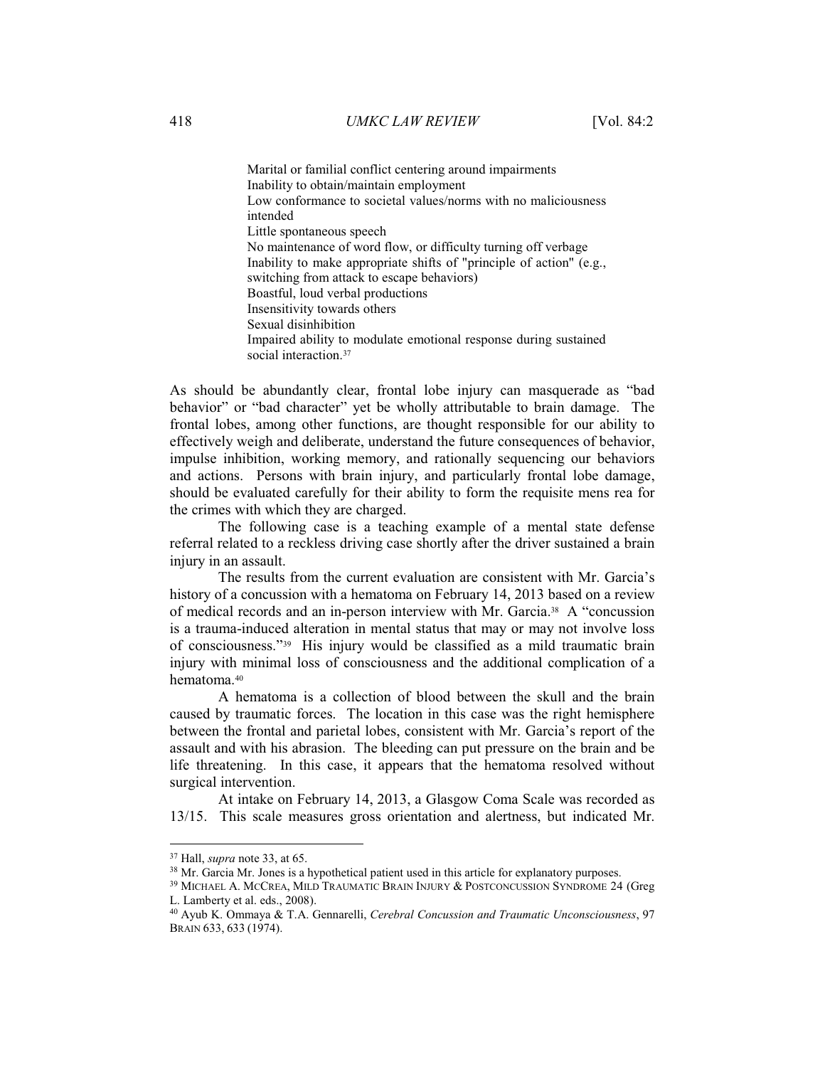> Marital or familial conflict centering around impairments
> Inability to obtain/maintain employment
> Low conformance to societal values/norms with no maliciousness intended
> Little spontaneous speech
> No maintenance of word flow, or difficulty turning off verbage
> Inability to make appropriate shifts of "principle of action" (e.g., switching from attack to escape behaviors)
> Boastful, loud verbal productions
> Insensitivity towards others
> Sexual disinhibition
> Impaired ability to modulate emotional response during sustained social interaction.[37]

As should be abundantly clear, frontal lobe injury can masquerade as "bad behavior" or "bad character" yet be wholly attributable to brain damage. The frontal lobes, among other functions, are thought responsible for our ability to effectively weigh and deliberate, understand the future consequences of behavior, impulse inhibition, working memory, and rationally sequencing our behaviors and actions. Persons with brain injury, and particularly frontal lobe damage, should be evaluated carefully for their ability to form the requisite mens rea for the crimes with which they are charged.

The following case is a teaching example of a mental state defense referral related to a reckless driving case shortly after the driver sustained a brain injury in an assault.

The results from the current evaluation are consistent with Mr. Garcia's history of a concussion with a hematoma on February 14, 2013 based on a review of medical records and an in-person interview with Mr. Garcia.[38] A "concussion is a trauma-induced alteration in mental status that may or may not involve loss of consciousness."[39] His injury would be classified as a mild traumatic brain injury with minimal loss of consciousness and the additional complication of a hematoma.[40]

A hematoma is a collection of blood between the skull and the brain caused by traumatic forces. The location in this case was the right hemisphere between the frontal and parietal lobes, consistent with Mr. Garcia's report of the assault and with his abrasion. The bleeding can put pressure on the brain and be life threatening. In this case, it appears that the hematoma resolved without surgical intervention.

At intake on February 14, 2013, a Glasgow Coma Scale was recorded as 13/15. This scale measures gross orientation and alertness, but indicated Mr.

---

[37] Hall, *supra* note 33, at 65.

[38] Mr. Garcia Mr. Jones is a hypothetical patient used in this article for explanatory purposes.

[39] MICHAEL A. MCCREA, MILD TRAUMATIC BRAIN INJURY & POSTCONCUSSION SYNDROME 24 (Greg L. Lamberty et al. eds., 2008).

[40] Ayub K. Ommaya & T.A. Gennarelli, *Cerebral Concussion and Traumatic Unconsciousness*, 97 BRAIN 633, 633 (1974).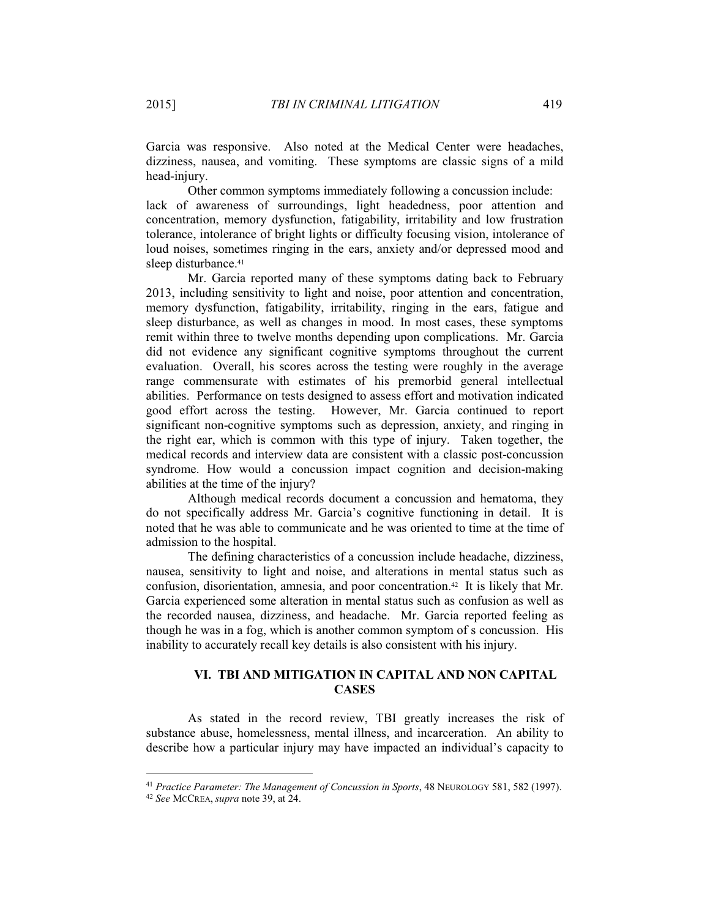Garcia was responsive. Also noted at the Medical Center were headaches, dizziness, nausea, and vomiting. These symptoms are classic signs of a mild head-injury.

Other common symptoms immediately following a concussion include: lack of awareness of surroundings, light headedness, poor attention and concentration, memory dysfunction, fatigability, irritability and low frustration tolerance, intolerance of bright lights or difficulty focusing vision, intolerance of loud noises, sometimes ringing in the ears, anxiety and/or depressed mood and sleep disturbance.[41]

Mr. Garcia reported many of these symptoms dating back to February 2013, including sensitivity to light and noise, poor attention and concentration, memory dysfunction, fatigability, irritability, ringing in the ears, fatigue and sleep disturbance, as well as changes in mood. In most cases, these symptoms remit within three to twelve months depending upon complications. Mr. Garcia did not evidence any significant cognitive symptoms throughout the current evaluation. Overall, his scores across the testing were roughly in the average range commensurate with estimates of his premorbid general intellectual abilities. Performance on tests designed to assess effort and motivation indicated good effort across the testing. However, Mr. Garcia continued to report significant non-cognitive symptoms such as depression, anxiety, and ringing in the right ear, which is common with this type of injury. Taken together, the medical records and interview data are consistent with a classic post-concussion syndrome. How would a concussion impact cognition and decision-making abilities at the time of the injury?

Although medical records document a concussion and hematoma, they do not specifically address Mr. Garcia's cognitive functioning in detail. It is noted that he was able to communicate and he was oriented to time at the time of admission to the hospital.

The defining characteristics of a concussion include headache, dizziness, nausea, sensitivity to light and noise, and alterations in mental status such as confusion, disorientation, amnesia, and poor concentration.[42] It is likely that Mr. Garcia experienced some alteration in mental status such as confusion as well as the recorded nausea, dizziness, and headache. Mr. Garcia reported feeling as though he was in a fog, which is another common symptom of s concussion. His inability to accurately recall key details is also consistent with his injury.

## VI. TBI AND MITIGATION IN CAPITAL AND NON CAPITAL CASES

As stated in the record review, TBI greatly increases the risk of substance abuse, homelessness, mental illness, and incarceration. An ability to describe how a particular injury may have impacted an individual's capacity to

---

[41] *Practice Parameter: The Management of Concussion in Sports*, 48 NEUROLOGY 581, 582 (1997).

[42] *See* MCCREA, *supra* note 39, at 24.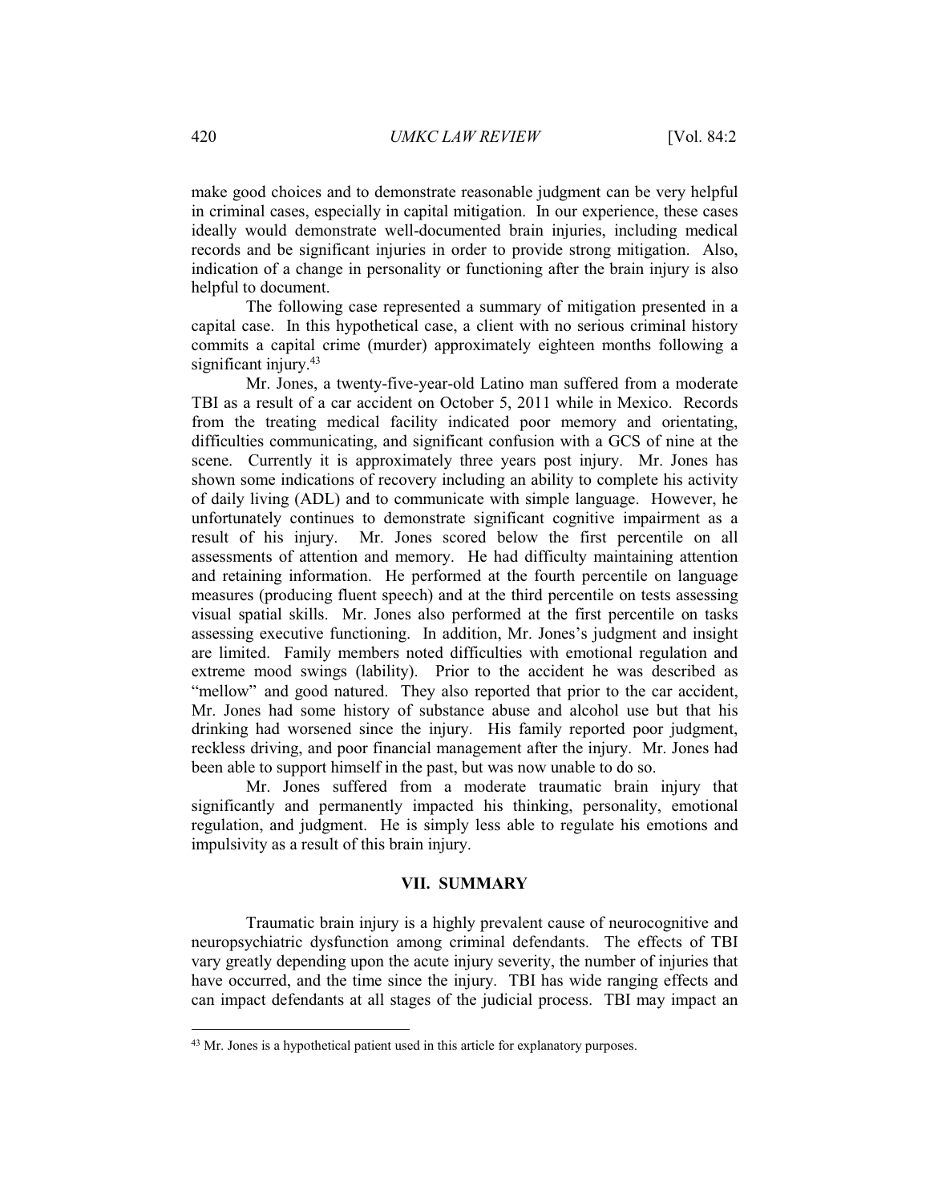make good choices and to demonstrate reasonable judgment can be very helpful in criminal cases, especially in capital mitigation. In our experience, these cases ideally would demonstrate well-documented brain injuries, including medical records and be significant injuries in order to provide strong mitigation. Also, indication of a change in personality or functioning after the brain injury is also helpful to document.

The following case represented a summary of mitigation presented in a capital case. In this hypothetical case, a client with no serious criminal history commits a capital crime (murder) approximately eighteen months following a significant injury.[43]

Mr. Jones, a twenty-five-year-old Latino man suffered from a moderate TBI as a result of a car accident on October 5, 2011 while in Mexico. Records from the treating medical facility indicated poor memory and orientating, difficulties communicating, and significant confusion with a GCS of nine at the scene. Currently it is approximately three years post injury. Mr. Jones has shown some indications of recovery including an ability to complete his activity of daily living (ADL) and to communicate with simple language. However, he unfortunately continues to demonstrate significant cognitive impairment as a result of his injury. Mr. Jones scored below the first percentile on all assessments of attention and memory. He had difficulty maintaining attention and retaining information. He performed at the fourth percentile on language measures (producing fluent speech) and at the third percentile on tests assessing visual spatial skills. Mr. Jones also performed at the first percentile on tasks assessing executive functioning. In addition, Mr. Jones's judgment and insight are limited. Family members noted difficulties with emotional regulation and extreme mood swings (lability). Prior to the accident he was described as "mellow" and good natured. They also reported that prior to the car accident, Mr. Jones had some history of substance abuse and alcohol use but that his drinking had worsened since the injury. His family reported poor judgment, reckless driving, and poor financial management after the injury. Mr. Jones had been able to support himself in the past, but was now unable to do so.

Mr. Jones suffered from a moderate traumatic brain injury that significantly and permanently impacted his thinking, personality, emotional regulation, and judgment. He is simply less able to regulate his emotions and impulsivity as a result of this brain injury.

## VII. SUMMARY

Traumatic brain injury is a highly prevalent cause of neurocognitive and neuropsychiatric dysfunction among criminal defendants. The effects of TBI vary greatly depending upon the acute injury severity, the number of injuries that have occurred, and the time since the injury. TBI has wide ranging effects and can impact defendants at all stages of the judicial process. TBI may impact an

[43] Mr. Jones is a hypothetical patient used in this article for explanatory purposes.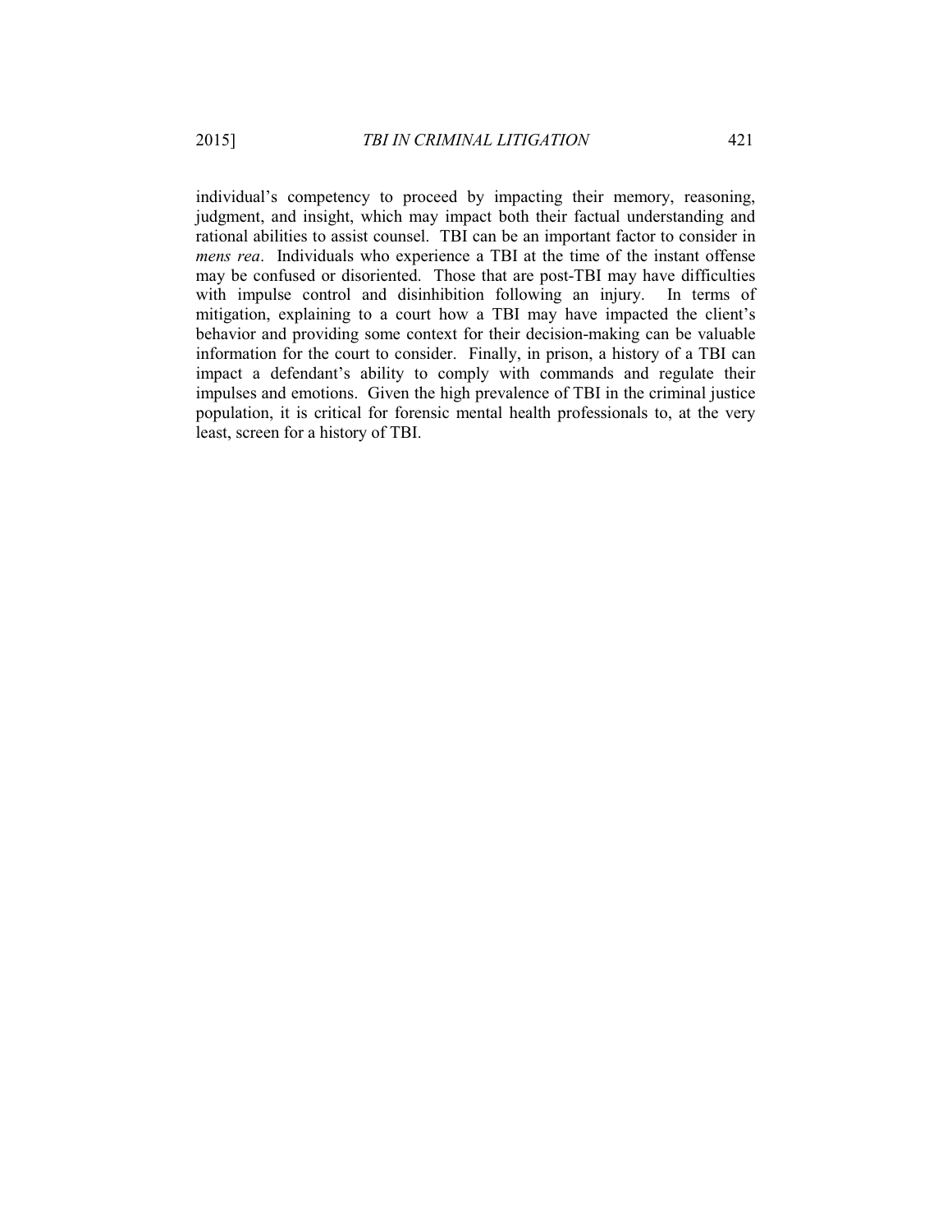individual's competency to proceed by impacting their memory, reasoning, judgment, and insight, which may impact both their factual understanding and rational abilities to assist counsel. TBI can be an important factor to consider in *mens rea*. Individuals who experience a TBI at the time of the instant offense may be confused or disoriented. Those that are post-TBI may have difficulties with impulse control and disinhibition following an injury. In terms of mitigation, explaining to a court how a TBI may have impacted the client's behavior and providing some context for their decision-making can be valuable information for the court to consider. Finally, in prison, a history of a TBI can impact a defendant's ability to comply with commands and regulate their impulses and emotions. Given the high prevalence of TBI in the criminal justice population, it is critical for forensic mental health professionals to, at the very least, screen for a history of TBI.